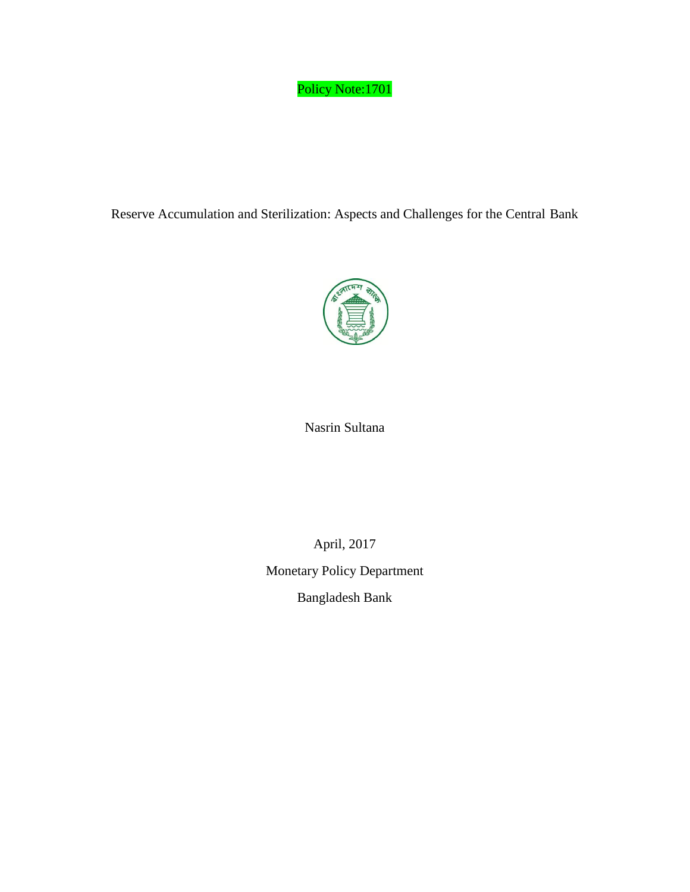Policy Note:1701

# Reserve Accumulation and Sterilization: Aspects and Challenges for the Central Bank

Nasrin Sultana

April, 2017

Monetary Policy Department

Bangladesh Bank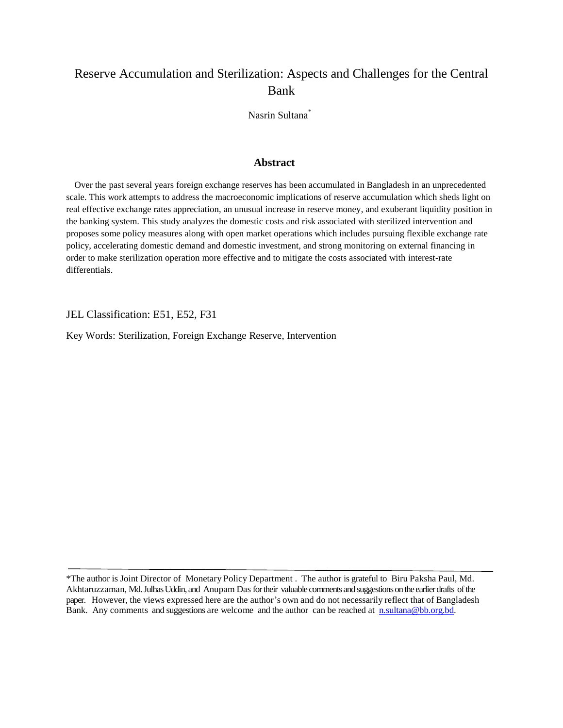# Reserve Accumulation and Sterilization: Aspects and Challenges for the Central Bank

Nasrin Sultana*

## Abstract

Over the past several years foreign exchange reserves has been accumulated in Bangladesh in an unprecedented scale. This work attempts to address the macroeconomic implications of reserve accumulation which sheds light on real effective exchange rates appreciation, an unusual increase in reserve money, and exuberant liquidity position in the banking system. This study analyzes the domestic costs and risk associated with sterilized intervention and proposes some policy measures along with open market operations which includes pursuing flexible exchange rate policy, accelerating domestic demand and domestic investment, and strong monitoring on external financing in order to make sterilization operation more effective and to mitigate the costs associated with interest-rate differentials.

JEL Classification: E51, E52, F31

Key Words: Sterilization, Foreign Exchange Reserve, Intervention

---

*The author is Joint Director of Monetary Policy Department . The author is grateful to Biru Paksha Paul, Md. Akhtaruzzaman, Md. Julhas Uddin, and Anupam Das for their valuable comments and suggestions on the earlier drafts of the paper. However, the views expressed here are the author's own and do not necessarily reflect that of Bangladesh Bank. Any comments and suggestions are welcome and the author can be reached at n.sultana@bb.org.bd.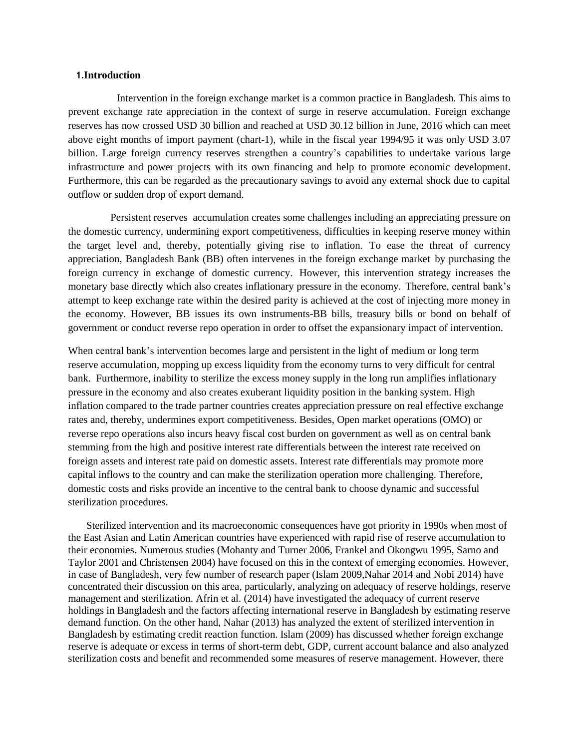## 1.Introduction

Intervention in the foreign exchange market is a common practice in Bangladesh. This aims to prevent exchange rate appreciation in the context of surge in reserve accumulation. Foreign exchange reserves has now crossed USD 30 billion and reached at USD 30.12 billion in June, 2016 which can meet above eight months of import payment (chart-1), while in the fiscal year 1994/95 it was only USD 3.07 billion. Large foreign currency reserves strengthen a country's capabilities to undertake various large infrastructure and power projects with its own financing and help to promote economic development. Furthermore, this can be regarded as the precautionary savings to avoid any external shock due to capital outflow or sudden drop of export demand.

Persistent reserves accumulation creates some challenges including an appreciating pressure on the domestic currency, undermining export competitiveness, difficulties in keeping reserve money within the target level and, thereby, potentially giving rise to inflation. To ease the threat of currency appreciation, Bangladesh Bank (BB) often intervenes in the foreign exchange market by purchasing the foreign currency in exchange of domestic currency. However, this intervention strategy increases the monetary base directly which also creates inflationary pressure in the economy. Therefore, central bank's attempt to keep exchange rate within the desired parity is achieved at the cost of injecting more money in the economy. However, BB issues its own instruments-BB bills, treasury bills or bond on behalf of government or conduct reverse repo operation in order to offset the expansionary impact of intervention.

When central bank's intervention becomes large and persistent in the light of medium or long term reserve accumulation, mopping up excess liquidity from the economy turns to very difficult for central bank. Furthermore, inability to sterilize the excess money supply in the long run amplifies inflationary pressure in the economy and also creates exuberant liquidity position in the banking system. High inflation compared to the trade partner countries creates appreciation pressure on real effective exchange rates and, thereby, undermines export competitiveness. Besides, Open market operations (OMO) or reverse repo operations also incurs heavy fiscal cost burden on government as well as on central bank stemming from the high and positive interest rate differentials between the interest rate received on foreign assets and interest rate paid on domestic assets. Interest rate differentials may promote more capital inflows to the country and can make the sterilization operation more challenging. Therefore, domestic costs and risks provide an incentive to the central bank to choose dynamic and successful sterilization procedures.

Sterilized intervention and its macroeconomic consequences have got priority in 1990s when most of the East Asian and Latin American countries have experienced with rapid rise of reserve accumulation to their economies. Numerous studies (Mohanty and Turner 2006, Frankel and Okongwu 1995, Sarno and Taylor 2001 and Christensen 2004) have focused on this in the context of emerging economies. However, in case of Bangladesh, very few number of research paper (Islam 2009,Nahar 2014 and Nobi 2014) have concentrated their discussion on this area, particularly, analyzing on adequacy of reserve holdings, reserve management and sterilization. Afrin et al. (2014) have investigated the adequacy of current reserve holdings in Bangladesh and the factors affecting international reserve in Bangladesh by estimating reserve demand function. On the other hand, Nahar (2013) has analyzed the extent of sterilized intervention in Bangladesh by estimating credit reaction function. Islam (2009) has discussed whether foreign exchange reserve is adequate or excess in terms of short-term debt, GDP, current account balance and also analyzed sterilization costs and benefit and recommended some measures of reserve management. However, there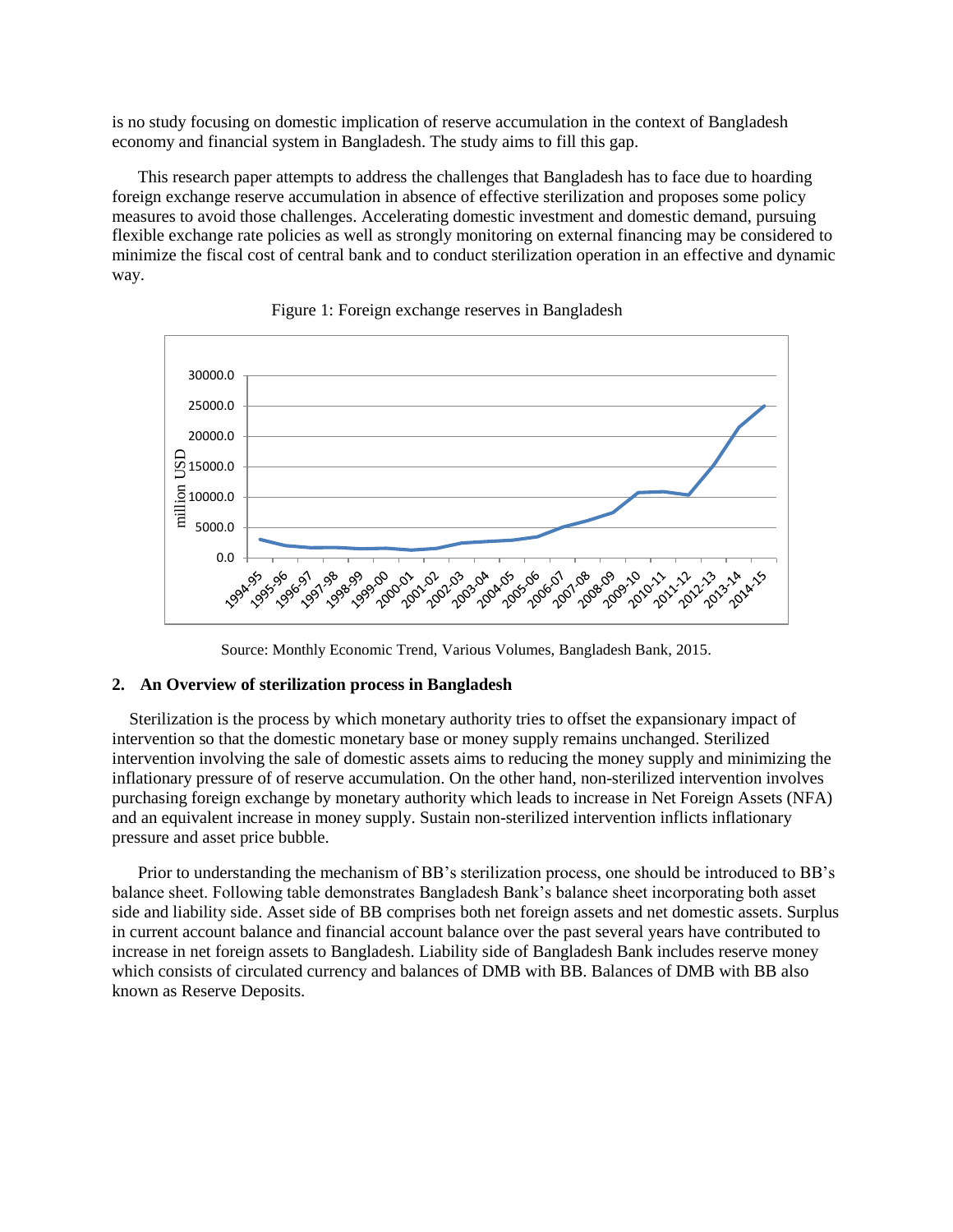is no study focusing on domestic implication of reserve accumulation in the context of Bangladesh economy and financial system in Bangladesh. The study aims to fill this gap.

This research paper attempts to address the challenges that Bangladesh has to face due to hoarding foreign exchange reserve accumulation in absence of effective sterilization and proposes some policy measures to avoid those challenges. Accelerating domestic investment and domestic demand, pursuing flexible exchange rate policies as well as strongly monitoring on external financing may be considered to minimize the fiscal cost of central bank and to conduct sterilization operation in an effective and dynamic way.

Figure 1: Foreign exchange reserves in Bangladesh

Source: Monthly Economic Trend, Various Volumes, Bangladesh Bank, 2015.

## 2. An Overview of sterilization process in Bangladesh

Sterilization is the process by which monetary authority tries to offset the expansionary impact of intervention so that the domestic monetary base or money supply remains unchanged. Sterilized intervention involving the sale of domestic assets aims to reducing the money supply and minimizing the inflationary pressure of of reserve accumulation. On the other hand, non-sterilized intervention involves purchasing foreign exchange by monetary authority which leads to increase in Net Foreign Assets (NFA) and an equivalent increase in money supply. Sustain non-sterilized intervention inflicts inflationary pressure and asset price bubble.

Prior to understanding the mechanism of BB's sterilization process, one should be introduced to BB's balance sheet. Following table demonstrates Bangladesh Bank's balance sheet incorporating both asset side and liability side. Asset side of BB comprises both net foreign assets and net domestic assets. Surplus in current account balance and financial account balance over the past several years have contributed to increase in net foreign assets to Bangladesh. Liability side of Bangladesh Bank includes reserve money which consists of circulated currency and balances of DMB with BB. Balances of DMB with BB also known as Reserve Deposits.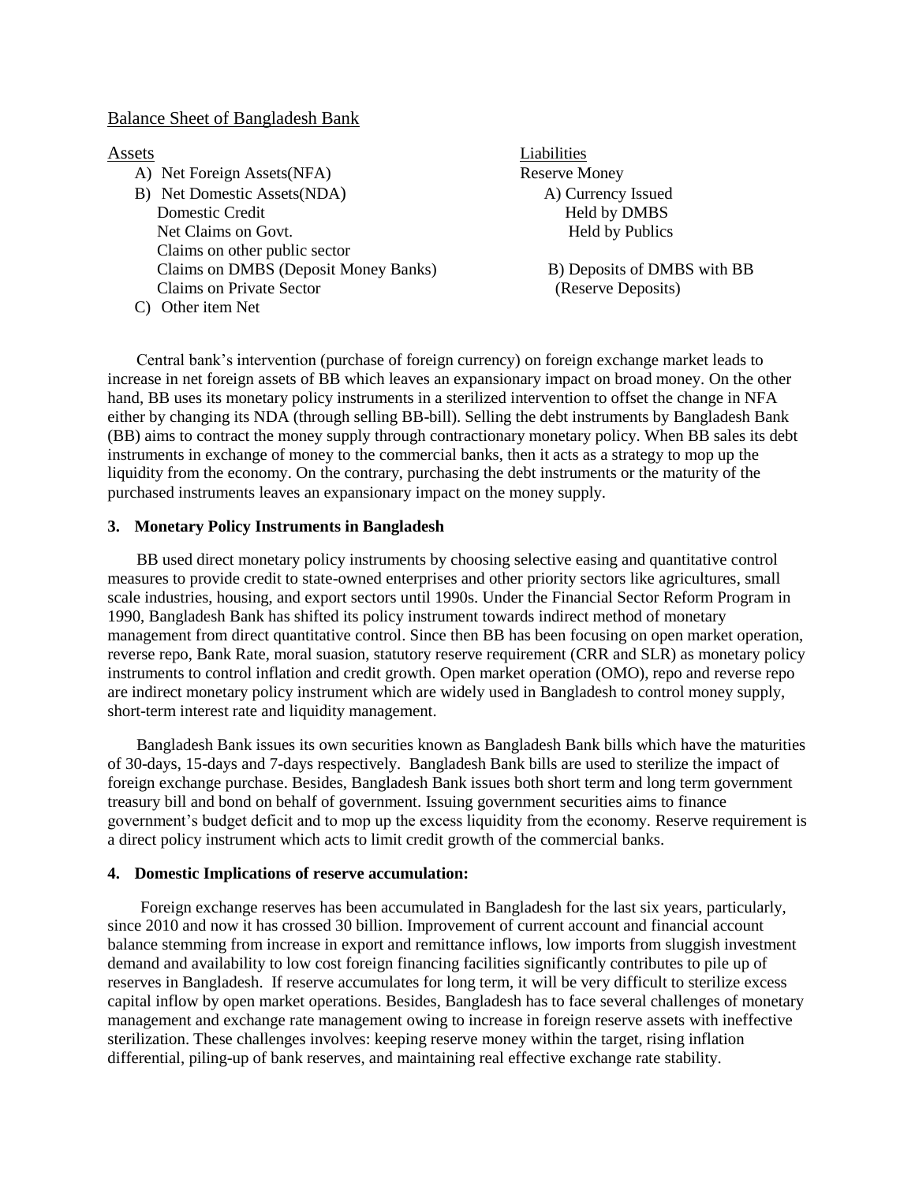Balance Sheet of Bangladesh Bank

| Assets | Liabilities |
|---|---|
| A) Net Foreign Assets(NFA) | Reserve Money |
| B) Net Domestic Assets(NDA) | A) Currency Issued |
| Domestic Credit | Held by DMBS |
| Net Claims on Govt. | Held by Publics |
| Claims on other public sector | |
| Claims on DMBS (Deposit Money Banks) | B) Deposits of DMBS with BB |
| Claims on Private Sector | (Reserve Deposits) |
| C) Other item Net | |

Central bank's intervention (purchase of foreign currency) on foreign exchange market leads to increase in net foreign assets of BB which leaves an expansionary impact on broad money. On the other hand, BB uses its monetary policy instruments in a sterilized intervention to offset the change in NFA either by changing its NDA (through selling BB-bill). Selling the debt instruments by Bangladesh Bank (BB) aims to contract the money supply through contractionary monetary policy. When BB sales its debt instruments in exchange of money to the commercial banks, then it acts as a strategy to mop up the liquidity from the economy. On the contrary, purchasing the debt instruments or the maturity of the purchased instruments leaves an expansionary impact on the money supply.

## 3. Monetary Policy Instruments in Bangladesh

BB used direct monetary policy instruments by choosing selective easing and quantitative control measures to provide credit to state-owned enterprises and other priority sectors like agricultures, small scale industries, housing, and export sectors until 1990s. Under the Financial Sector Reform Program in 1990, Bangladesh Bank has shifted its policy instrument towards indirect method of monetary management from direct quantitative control. Since then BB has been focusing on open market operation, reverse repo, Bank Rate, moral suasion, statutory reserve requirement (CRR and SLR) as monetary policy instruments to control inflation and credit growth. Open market operation (OMO), repo and reverse repo are indirect monetary policy instrument which are widely used in Bangladesh to control money supply, short-term interest rate and liquidity management.

Bangladesh Bank issues its own securities known as Bangladesh Bank bills which have the maturities of 30-days, 15-days and 7-days respectively. Bangladesh Bank bills are used to sterilize the impact of foreign exchange purchase. Besides, Bangladesh Bank issues both short term and long term government treasury bill and bond on behalf of government. Issuing government securities aims to finance government's budget deficit and to mop up the excess liquidity from the economy. Reserve requirement is a direct policy instrument which acts to limit credit growth of the commercial banks.

## 4. Domestic Implications of reserve accumulation:

Foreign exchange reserves has been accumulated in Bangladesh for the last six years, particularly, since 2010 and now it has crossed 30 billion. Improvement of current account and financial account balance stemming from increase in export and remittance inflows, low imports from sluggish investment demand and availability to low cost foreign financing facilities significantly contributes to pile up of reserves in Bangladesh. If reserve accumulates for long term, it will be very difficult to sterilize excess capital inflow by open market operations. Besides, Bangladesh has to face several challenges of monetary management and exchange rate management owing to increase in foreign reserve assets with ineffective sterilization. These challenges involves: keeping reserve money within the target, rising inflation differential, piling-up of bank reserves, and maintaining real effective exchange rate stability.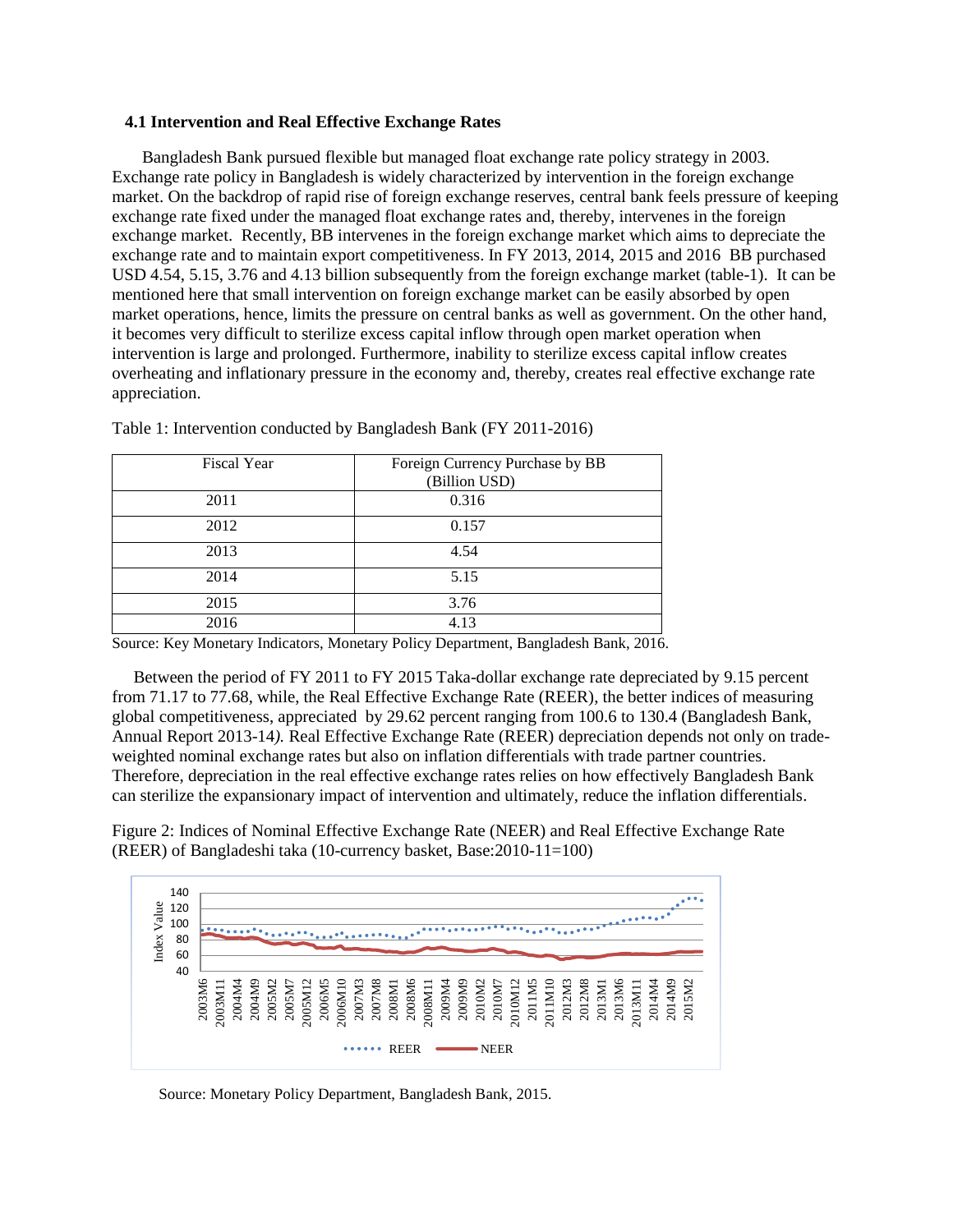### 4.1 Intervention and Real Effective Exchange Rates

Bangladesh Bank pursued flexible but managed float exchange rate policy strategy in 2003. Exchange rate policy in Bangladesh is widely characterized by intervention in the foreign exchange market. On the backdrop of rapid rise of foreign exchange reserves, central bank feels pressure of keeping exchange rate fixed under the managed float exchange rates and, thereby, intervenes in the foreign exchange market. Recently, BB intervenes in the foreign exchange market which aims to depreciate the exchange rate and to maintain export competitiveness. In FY 2013, 2014, 2015 and 2016 BB purchased USD 4.54, 5.15, 3.76 and 4.13 billion subsequently from the foreign exchange market (table-1). It can be mentioned here that small intervention on foreign exchange market can be easily absorbed by open market operations, hence, limits the pressure on central banks as well as government. On the other hand, it becomes very difficult to sterilize excess capital inflow through open market operation when intervention is large and prolonged. Furthermore, inability to sterilize excess capital inflow creates overheating and inflationary pressure in the economy and, thereby, creates real effective exchange rate appreciation.

Table 1: Intervention conducted by Bangladesh Bank (FY 2011-2016)

| Fiscal Year | Foreign Currency Purchase by BB (Billion USD) |
|---|---|
| 2011 | 0.316 |
| 2012 | 0.157 |
| 2013 | 4.54 |
| 2014 | 5.15 |
| 2015 | 3.76 |
| 2016 | 4.13 |

Source: Key Monetary Indicators, Monetary Policy Department, Bangladesh Bank, 2016.

Between the period of FY 2011 to FY 2015 Taka-dollar exchange rate depreciated by 9.15 percent from 71.17 to 77.68, while, the Real Effective Exchange Rate (REER), the better indices of measuring global competitiveness, appreciated by 29.62 percent ranging from 100.6 to 130.4 (Bangladesh Bank, Annual Report 2013-14*)*. Real Effective Exchange Rate (REER) depreciation depends not only on trade-weighted nominal exchange rates but also on inflation differentials with trade partner countries. Therefore, depreciation in the real effective exchange rates relies on how effectively Bangladesh Bank can sterilize the expansionary impact of intervention and ultimately, reduce the inflation differentials.

Figure 2: Indices of Nominal Effective Exchange Rate (NEER) and Real Effective Exchange Rate (REER) of Bangladeshi taka (10-currency basket, Base:2010-11=100)

Source: Monetary Policy Department, Bangladesh Bank, 2015.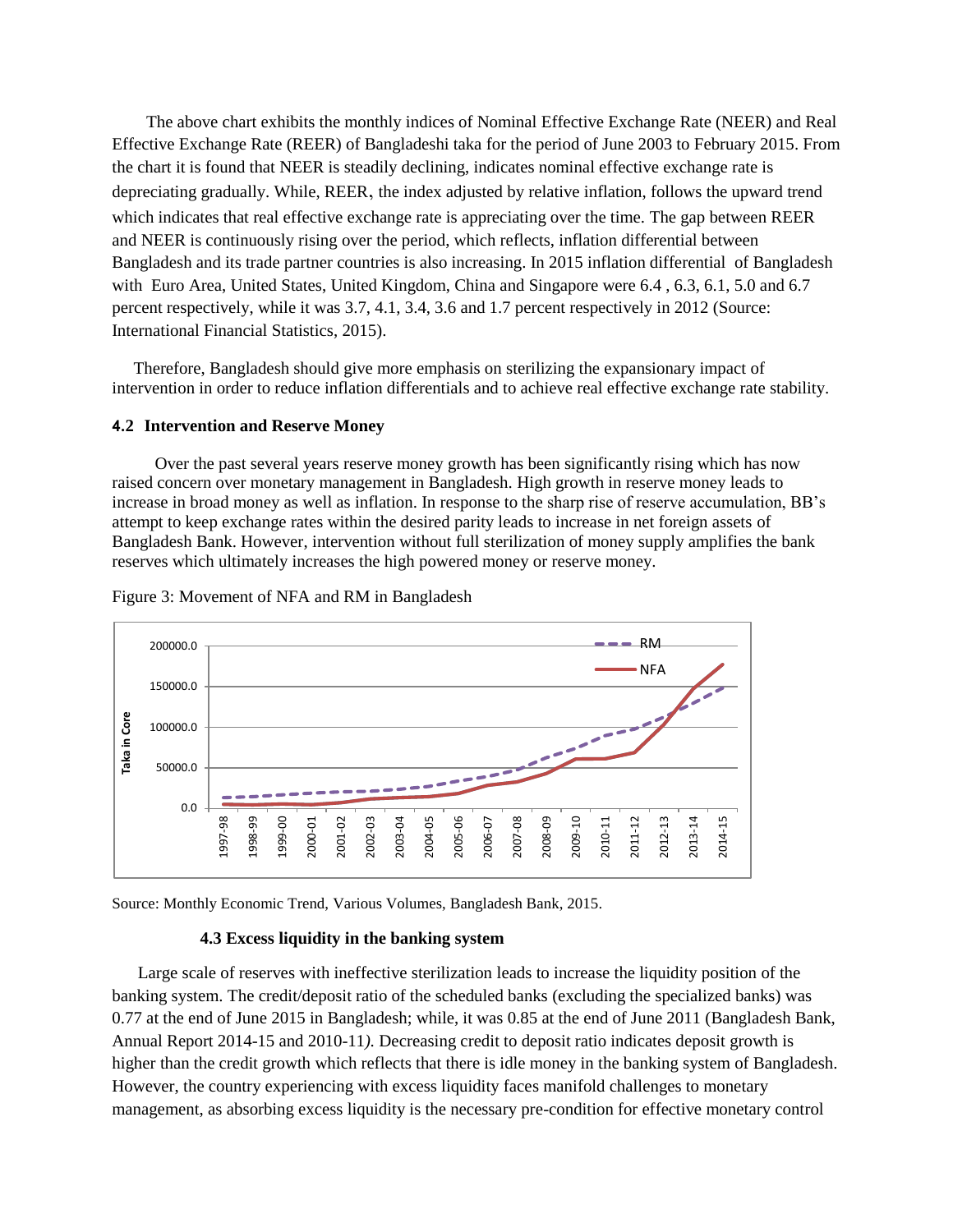The above chart exhibits the monthly indices of Nominal Effective Exchange Rate (NEER) and Real Effective Exchange Rate (REER) of Bangladeshi taka for the period of June 2003 to February 2015. From the chart it is found that NEER is steadily declining, indicates nominal effective exchange rate is depreciating gradually. While, REER, the index adjusted by relative inflation, follows the upward trend which indicates that real effective exchange rate is appreciating over the time. The gap between REER and NEER is continuously rising over the period, which reflects, inflation differential between Bangladesh and its trade partner countries is also increasing. In 2015 inflation differential of Bangladesh with Euro Area, United States, United Kingdom, China and Singapore were 6.4 , 6.3, 6.1, 5.0 and 6.7 percent respectively, while it was 3.7, 4.1, 3.4, 3.6 and 1.7 percent respectively in 2012 (Source: International Financial Statistics, 2015).

Therefore, Bangladesh should give more emphasis on sterilizing the expansionary impact of intervention in order to reduce inflation differentials and to achieve real effective exchange rate stability.

## 4.2 Intervention and Reserve Money

Over the past several years reserve money growth has been significantly rising which has now raised concern over monetary management in Bangladesh. High growth in reserve money leads to increase in broad money as well as inflation. In response to the sharp rise of reserve accumulation, BB's attempt to keep exchange rates within the desired parity leads to increase in net foreign assets of Bangladesh Bank. However, intervention without full sterilization of money supply amplifies the bank reserves which ultimately increases the high powered money or reserve money.

Figure 3: Movement of NFA and RM in Bangladesh

Source: Monthly Economic Trend, Various Volumes, Bangladesh Bank, 2015.

### 4.3 Excess liquidity in the banking system

Large scale of reserves with ineffective sterilization leads to increase the liquidity position of the banking system. The credit/deposit ratio of the scheduled banks (excluding the specialized banks) was 0.77 at the end of June 2015 in Bangladesh; while, it was 0.85 at the end of June 2011 (Bangladesh Bank, Annual Report 2014-15 and 2010-11*).* Decreasing credit to deposit ratio indicates deposit growth is higher than the credit growth which reflects that there is idle money in the banking system of Bangladesh. However, the country experiencing with excess liquidity faces manifold challenges to monetary management, as absorbing excess liquidity is the necessary pre-condition for effective monetary control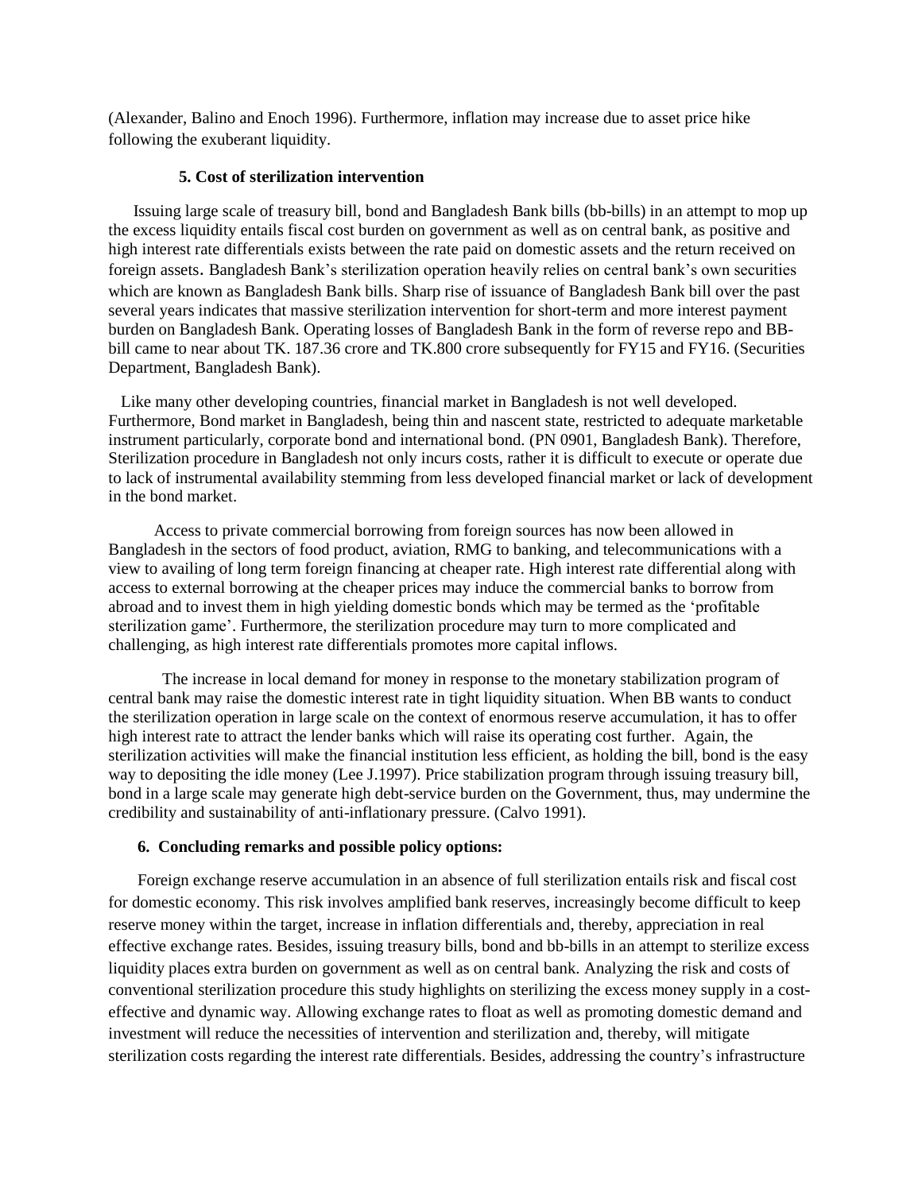(Alexander, Balino and Enoch 1996). Furthermore, inflation may increase due to asset price hike following the exuberant liquidity.

### 5. Cost of sterilization intervention

Issuing large scale of treasury bill, bond and Bangladesh Bank bills (bb-bills) in an attempt to mop up the excess liquidity entails fiscal cost burden on government as well as on central bank, as positive and high interest rate differentials exists between the rate paid on domestic assets and the return received on foreign assets. Bangladesh Bank's sterilization operation heavily relies on central bank's own securities which are known as Bangladesh Bank bills. Sharp rise of issuance of Bangladesh Bank bill over the past several years indicates that massive sterilization intervention for short-term and more interest payment burden on Bangladesh Bank. Operating losses of Bangladesh Bank in the form of reverse repo and BB-bill came to near about TK. 187.36 crore and TK.800 crore subsequently for FY15 and FY16. (Securities Department, Bangladesh Bank).

Like many other developing countries, financial market in Bangladesh is not well developed. Furthermore, Bond market in Bangladesh, being thin and nascent state, restricted to adequate marketable instrument particularly, corporate bond and international bond. (PN 0901, Bangladesh Bank). Therefore, Sterilization procedure in Bangladesh not only incurs costs, rather it is difficult to execute or operate due to lack of instrumental availability stemming from less developed financial market or lack of development in the bond market.

Access to private commercial borrowing from foreign sources has now been allowed in Bangladesh in the sectors of food product, aviation, RMG to banking, and telecommunications with a view to availing of long term foreign financing at cheaper rate. High interest rate differential along with access to external borrowing at the cheaper prices may induce the commercial banks to borrow from abroad and to invest them in high yielding domestic bonds which may be termed as the 'profitable sterilization game'. Furthermore, the sterilization procedure may turn to more complicated and challenging, as high interest rate differentials promotes more capital inflows.

The increase in local demand for money in response to the monetary stabilization program of central bank may raise the domestic interest rate in tight liquidity situation. When BB wants to conduct the sterilization operation in large scale on the context of enormous reserve accumulation, it has to offer high interest rate to attract the lender banks which will raise its operating cost further. Again, the sterilization activities will make the financial institution less efficient, as holding the bill, bond is the easy way to depositing the idle money (Lee J.1997). Price stabilization program through issuing treasury bill, bond in a large scale may generate high debt-service burden on the Government, thus, may undermine the credibility and sustainability of anti-inflationary pressure. (Calvo 1991).

### 6. Concluding remarks and possible policy options:

Foreign exchange reserve accumulation in an absence of full sterilization entails risk and fiscal cost for domestic economy. This risk involves amplified bank reserves, increasingly become difficult to keep reserve money within the target, increase in inflation differentials and, thereby, appreciation in real effective exchange rates. Besides, issuing treasury bills, bond and bb-bills in an attempt to sterilize excess liquidity places extra burden on government as well as on central bank. Analyzing the risk and costs of conventional sterilization procedure this study highlights on sterilizing the excess money supply in a cost-effective and dynamic way. Allowing exchange rates to float as well as promoting domestic demand and investment will reduce the necessities of intervention and sterilization and, thereby, will mitigate sterilization costs regarding the interest rate differentials. Besides, addressing the country's infrastructure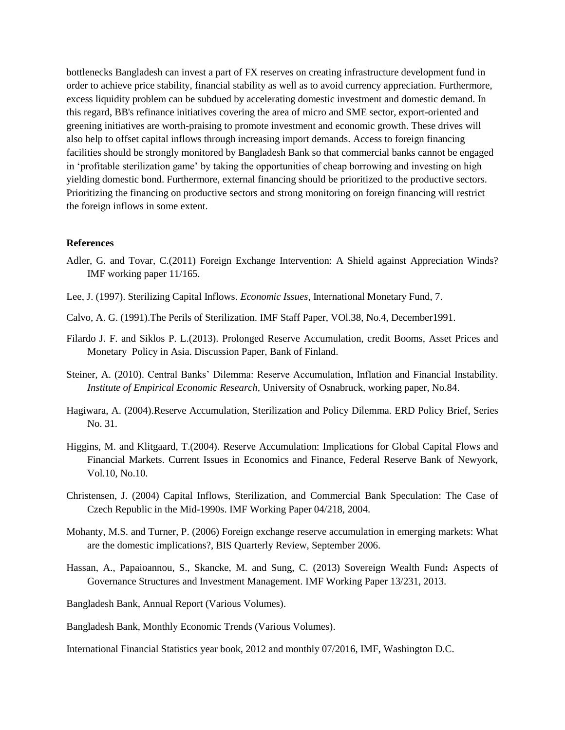bottlenecks Bangladesh can invest a part of FX reserves on creating infrastructure development fund in order to achieve price stability, financial stability as well as to avoid currency appreciation. Furthermore, excess liquidity problem can be subdued by accelerating domestic investment and domestic demand. In this regard, BB's refinance initiatives covering the area of micro and SME sector, export-oriented and greening initiatives are worth-praising to promote investment and economic growth. These drives will also help to offset capital inflows through increasing import demands. Access to foreign financing facilities should be strongly monitored by Bangladesh Bank so that commercial banks cannot be engaged in 'profitable sterilization game' by taking the opportunities of cheap borrowing and investing on high yielding domestic bond. Furthermore, external financing should be prioritized to the productive sectors. Prioritizing the financing on productive sectors and strong monitoring on foreign financing will restrict the foreign inflows in some extent.

**References**

Adler, G. and Tovar, C.(2011) Foreign Exchange Intervention: A Shield against Appreciation Winds? IMF working paper 11/165.

Lee, J. (1997). Sterilizing Capital Inflows. *Economic Issues*, International Monetary Fund, 7.

Calvo, A. G. (1991).The Perils of Sterilization. IMF Staff Paper, VOl.38, No.4, December1991.

Filardo J. F. and Siklos P. L.(2013). Prolonged Reserve Accumulation, credit Booms, Asset Prices and Monetary Policy in Asia. Discussion Paper, Bank of Finland.

Steiner, A. (2010). Central Banks' Dilemma: Reserve Accumulation, Inflation and Financial Instability. *Institute of Empirical Economic Research*, University of Osnabruck, working paper, No.84.

Hagiwara, A. (2004).Reserve Accumulation, Sterilization and Policy Dilemma. ERD Policy Brief, Series No. 31.

Higgins, M. and Klitgaard, T.(2004). Reserve Accumulation: Implications for Global Capital Flows and Financial Markets. Current Issues in Economics and Finance, Federal Reserve Bank of Newyork, Vol.10, No.10.

Christensen, J. (2004) Capital Inflows, Sterilization, and Commercial Bank Speculation: The Case of Czech Republic in the Mid-1990s. IMF Working Paper 04/218, 2004.

Mohanty, M.S. and Turner, P. (2006) Foreign exchange reserve accumulation in emerging markets: What are the domestic implications?, BIS Quarterly Review, September 2006.

Hassan, A., Papaioannou, S., Skancke, M. and Sung, C. (2013) Sovereign Wealth Fund**:** Aspects of Governance Structures and Investment Management. IMF Working Paper 13/231, 2013.

Bangladesh Bank, Annual Report (Various Volumes).

Bangladesh Bank, Monthly Economic Trends (Various Volumes).

International Financial Statistics year book, 2012 and monthly 07/2016, IMF, Washington D.C.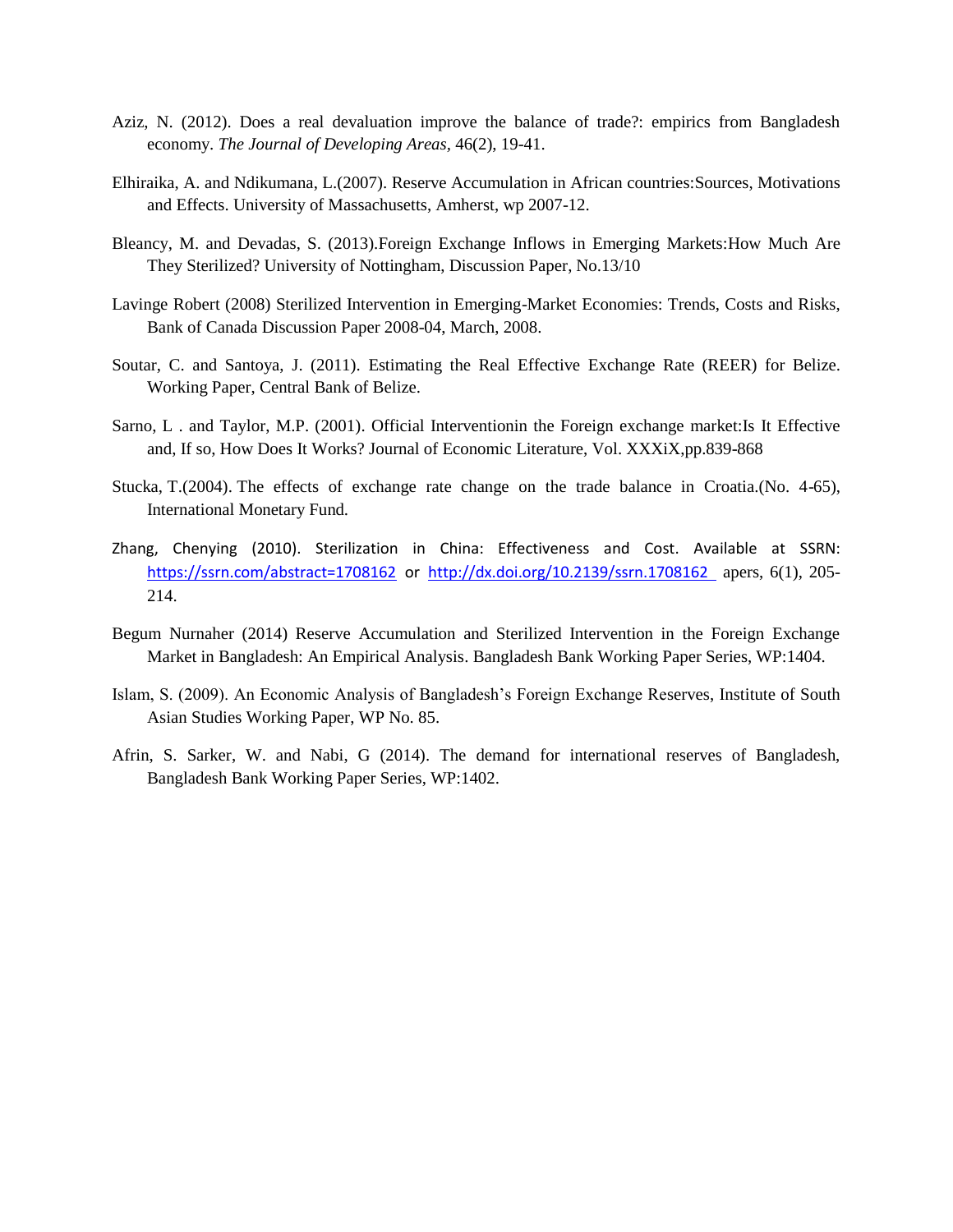Aziz, N. (2012). Does a real devaluation improve the balance of trade?: empirics from Bangladesh economy. *The Journal of Developing Areas*, 46(2), 19-41.

Elhiraika, A. and Ndikumana, L.(2007). Reserve Accumulation in African countries:Sources, Motivations and Effects. University of Massachusetts, Amherst, wp 2007-12.

Bleancy, M. and Devadas, S. (2013).Foreign Exchange Inflows in Emerging Markets:How Much Are They Sterilized? University of Nottingham, Discussion Paper, No.13/10

Lavinge Robert (2008) Sterilized Intervention in Emerging-Market Economies: Trends, Costs and Risks, Bank of Canada Discussion Paper 2008-04, March, 2008.

Soutar, C. and Santoya, J. (2011). Estimating the Real Effective Exchange Rate (REER) for Belize. Working Paper, Central Bank of Belize.

Sarno, L . and Taylor, M.P. (2001). Official Interventionin the Foreign exchange market:Is It Effective and, If so, How Does It Works? Journal of Economic Literature, Vol. XXXiX,pp.839-868

Stucka, T.(2004). The effects of exchange rate change on the trade balance in Croatia.(No. 4-65), International Monetary Fund.

Zhang, Chenying (2010). Sterilization in China: Effectiveness and Cost. Available at SSRN: https://ssrn.com/abstract=1708162 or http://dx.doi.org/10.2139/ssrn.1708162 apers, 6(1), 205-214.

Begum Nurnaher (2014) Reserve Accumulation and Sterilized Intervention in the Foreign Exchange Market in Bangladesh: An Empirical Analysis. Bangladesh Bank Working Paper Series, WP:1404.

Islam, S. (2009). An Economic Analysis of Bangladesh's Foreign Exchange Reserves, Institute of South Asian Studies Working Paper, WP No. 85.

Afrin, S. Sarker, W. and Nabi, G (2014). The demand for international reserves of Bangladesh, Bangladesh Bank Working Paper Series, WP:1402.